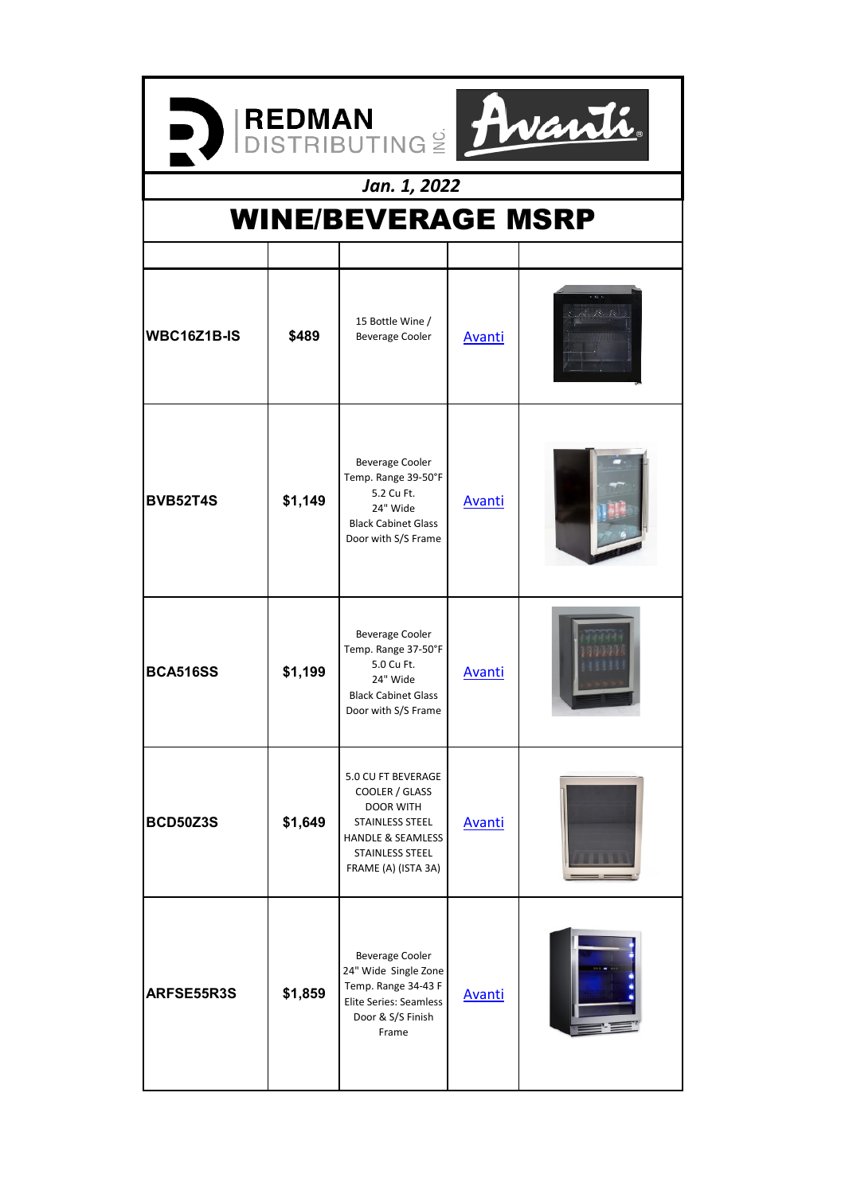REDMAN DISTRIBUTING INC. | Avanti

*Jan. 1, 2022*

# WINE/BEVERAGE MSRP

| | | | | |
|---|---|---|---|---|
| **WBC16Z1B-IS** | **$489** | 15 Bottle Wine / Beverage Cooler | Avanti | |
| **BVB52T4S** | **$1,149** | Beverage Cooler Temp. Range 39-50°F 5.2 Cu Ft. 24" Wide Black Cabinet Glass Door with S/S Frame | Avanti | |
| **BCA516SS** | **$1,199** | Beverage Cooler Temp. Range 37-50°F 5.0 Cu Ft. 24" Wide Black Cabinet Glass Door with S/S Frame | Avanti | |
| **BCD50Z3S** | **$1,649** | 5.0 CU FT BEVERAGE COOLER / GLASS DOOR WITH STAINLESS STEEL HANDLE & SEAMLESS STAINLESS STEEL FRAME (A) (ISTA 3A) | Avanti | |
| **ARFSE55R3S** | **$1,859** | Beverage Cooler 24" Wide Single Zone Temp. Range 34-43 F Elite Series: Seamless Door & S/S Finish Frame | Avanti | |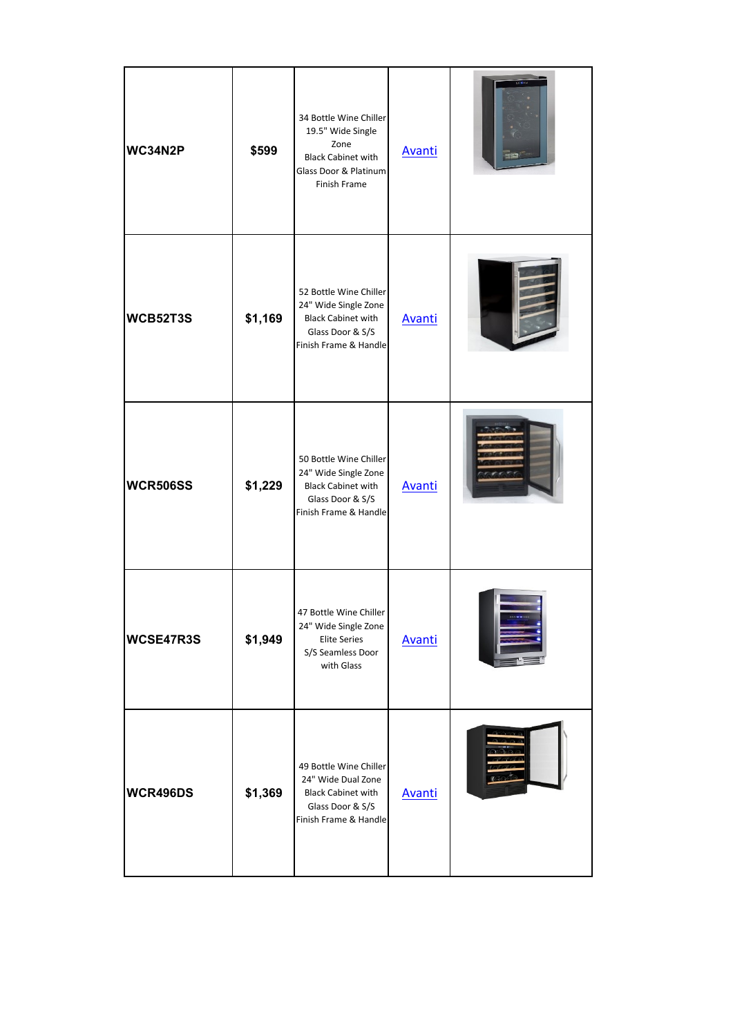| | | | | |
|---|---|---|---|---|
| **WC34N2P** | **$599** | 34 Bottle Wine Chiller 19.5" Wide Single Zone Black Cabinet with Glass Door & Platinum Finish Frame | Avanti | |
| **WCB52T3S** | **$1,169** | 52 Bottle Wine Chiller 24" Wide Single Zone Black Cabinet with Glass Door & S/S Finish Frame & Handle | Avanti | |
| **WCR506SS** | **$1,229** | 50 Bottle Wine Chiller 24" Wide Single Zone Black Cabinet with Glass Door & S/S Finish Frame & Handle | Avanti | |
| **WCSE47R3S** | **$1,949** | 47 Bottle Wine Chiller 24" Wide Single Zone Elite Series S/S Seamless Door with Glass | Avanti | |
| **WCR496DS** | **$1,369** | 49 Bottle Wine Chiller 24" Wide Dual Zone Black Cabinet with Glass Door & S/S Finish Frame & Handle | Avanti | |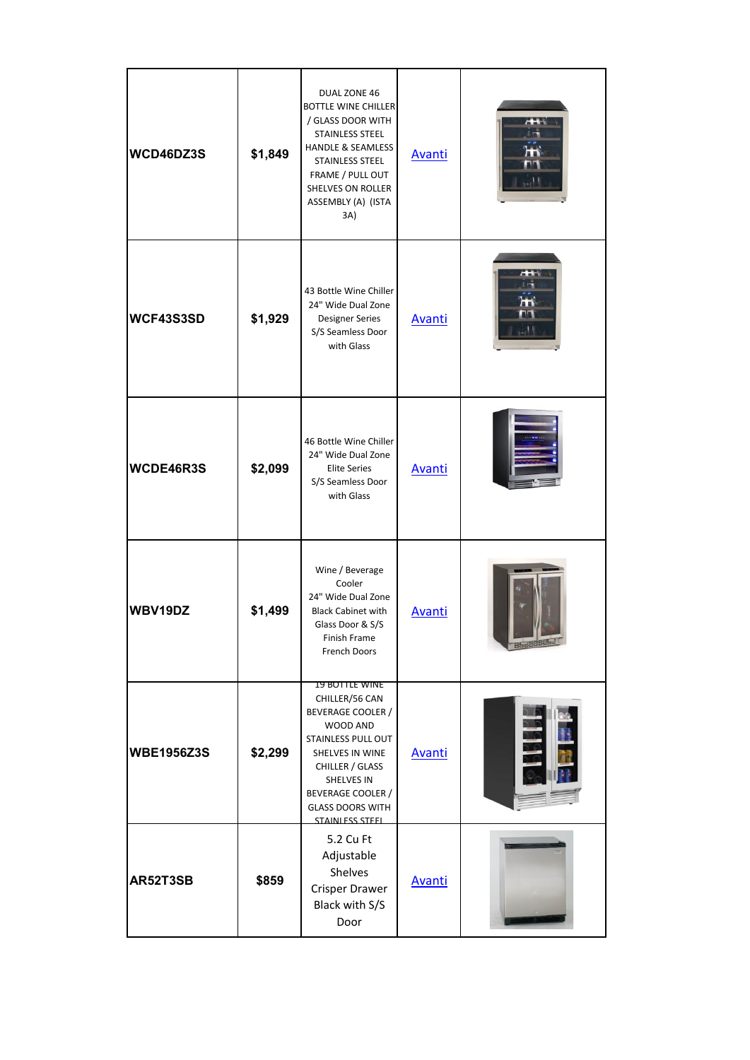| | | | | |
|---|---|---|---|---|
| WCD46DZ3S | $1,849 | DUAL ZONE 46 BOTTLE WINE CHILLER / GLASS DOOR WITH STAINLESS STEEL HANDLE & SEAMLESS STAINLESS STEEL FRAME / PULL OUT SHELVES ON ROLLER ASSEMBLY (A) (ISTA 3A) | Avanti | |
| WCF43S3SD | $1,929 | 43 Bottle Wine Chiller 24" Wide Dual Zone Designer Series S/S Seamless Door with Glass | Avanti | |
| WCDE46R3S | $2,099 | 46 Bottle Wine Chiller 24" Wide Dual Zone Elite Series S/S Seamless Door with Glass | Avanti | |
| WBV19DZ | $1,499 | Wine / Beverage Cooler 24" Wide Dual Zone Black Cabinet with Glass Door & S/S Finish Frame French Doors | Avanti | |
| WBE1956Z3S | $2,299 | 19 BOTTLE WINE CHILLER/56 CAN BEVERAGE COOLER / WOOD AND STAINLESS PULL OUT SHELVES IN WINE CHILLER / GLASS SHELVES IN BEVERAGE COOLER / GLASS DOORS WITH STAINLESS STEEL | Avanti | |
| AR52T3SB | $859 | 5.2 Cu Ft Adjustable Shelves Crisper Drawer Black with S/S Door | Avanti | |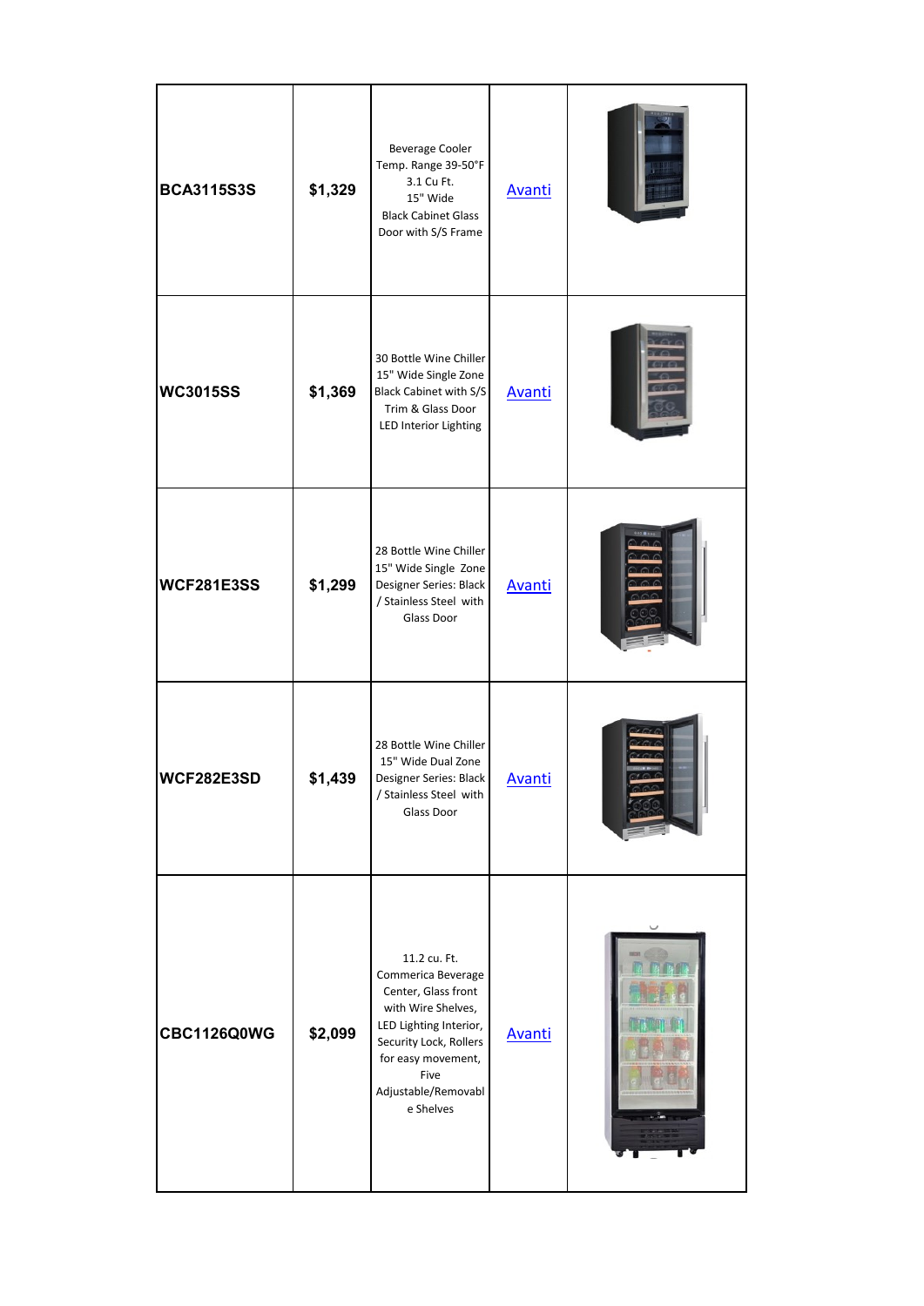| | | | | |
|---|---|---|---|---|
| **BCA3115S3S** | **$1,329** | Beverage Cooler Temp. Range 39-50°F 3.1 Cu Ft. 15" Wide Black Cabinet Glass Door with S/S Frame | Avanti | |
| **WC3015SS** | **$1,369** | 30 Bottle Wine Chiller 15" Wide Single Zone Black Cabinet with S/S Trim & Glass Door LED Interior Lighting | Avanti | |
| **WCF281E3SS** | **$1,299** | 28 Bottle Wine Chiller 15" Wide Single Zone Designer Series: Black / Stainless Steel with Glass Door | Avanti | |
| **WCF282E3SD** | **$1,439** | 28 Bottle Wine Chiller 15" Wide Dual Zone Designer Series: Black / Stainless Steel with Glass Door | Avanti | |
| **CBC1126Q0WG** | **$2,099** | 11.2 cu. Ft. Commerica Beverage Center, Glass front with Wire Shelves, LED Lighting Interior, Security Lock, Rollers for easy movement, Five Adjustable/Removable Shelves | Avanti | |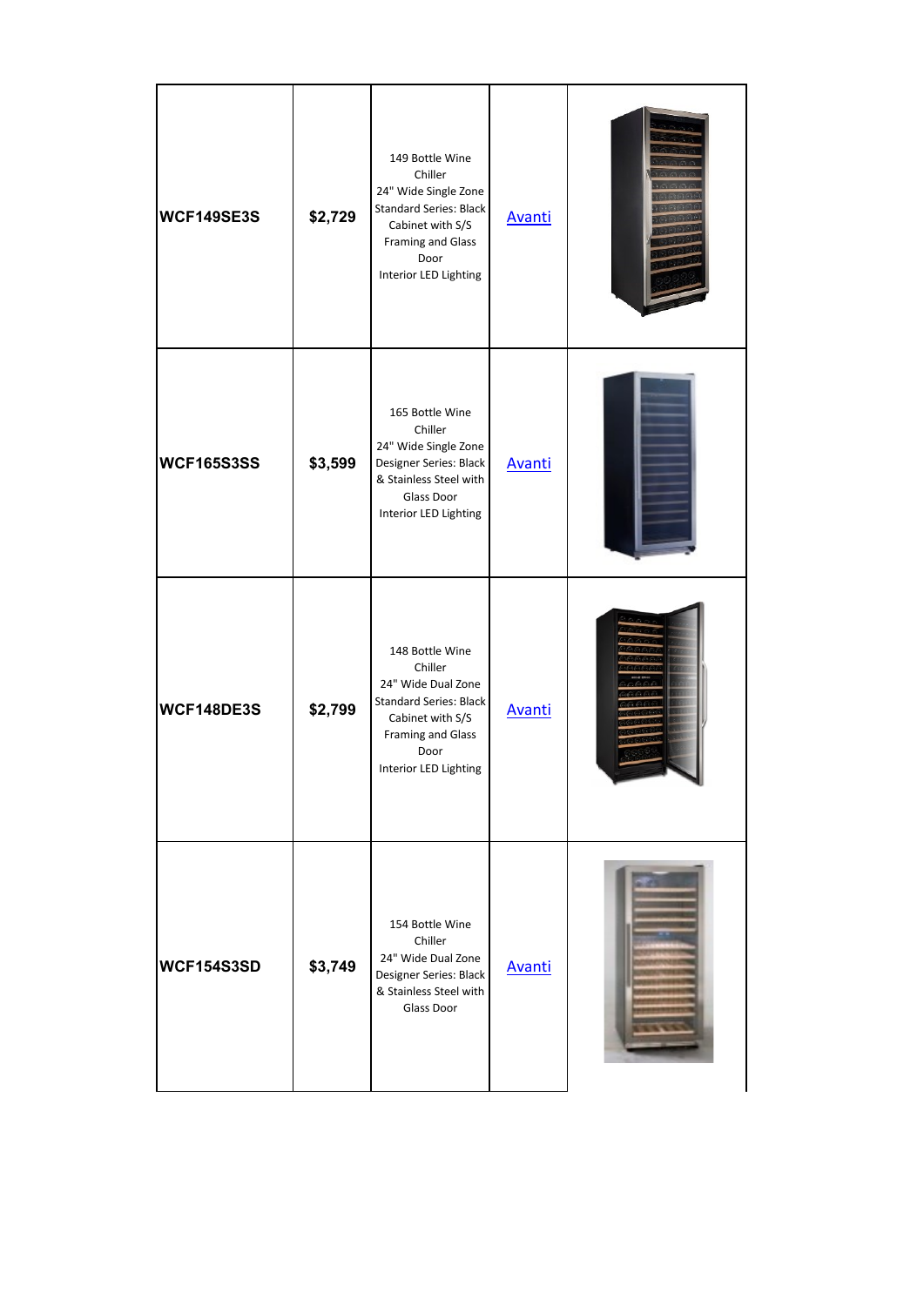| | | | | |
|---|---|---|---|---|
| **WCF149SE3S** | **$2,729** | 149 Bottle Wine Chiller<br>24" Wide Single Zone Standard Series: Black Cabinet with S/S Framing and Glass Door<br>Interior LED Lighting | Avanti | |
| **WCF165S3SS** | **$3,599** | 165 Bottle Wine Chiller<br>24" Wide Single Zone Designer Series: Black & Stainless Steel with Glass Door<br>Interior LED Lighting | Avanti | |
| **WCF148DE3S** | **$2,799** | 148 Bottle Wine Chiller<br>24" Wide Dual Zone Standard Series: Black Cabinet with S/S Framing and Glass Door<br>Interior LED Lighting | Avanti | |
| **WCF154S3SD** | **$3,749** | 154 Bottle Wine Chiller<br>24" Wide Dual Zone Designer Series: Black & Stainless Steel with Glass Door | Avanti | |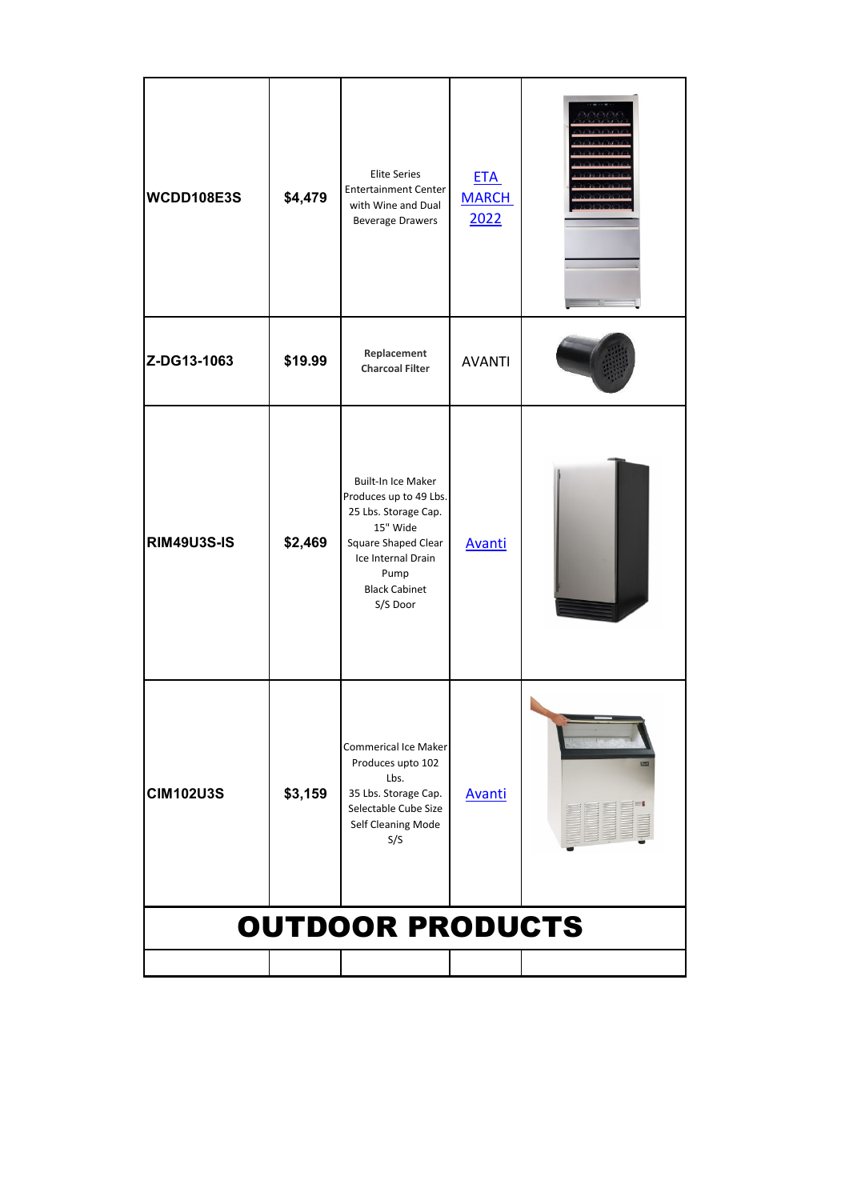| | | | | |
|---|---|---|---|---|
| **WCDD108E3S** | **$4,479** | Elite Series Entertainment Center with Wine and Dual Beverage Drawers | ETA MARCH 2022 | |
| **Z-DG13-1063** | **$19.99** | **Replacement Charcoal Filter** | AVANTI | |
| **RIM49U3S-IS** | **$2,469** | Built-In Ice Maker Produces up to 49 Lbs. 25 Lbs. Storage Cap. 15" Wide Square Shaped Clear Ice Internal Drain Pump Black Cabinet S/S Door | Avanti | |
| **CIM102U3S** | **$3,159** | Commerical Ice Maker Produces upto 102 Lbs. 35 Lbs. Storage Cap. Selectable Cube Size Self Cleaning Mode S/S | Avanti | |
| **OUTDOOR PRODUCTS** | | | | |
| | | | | |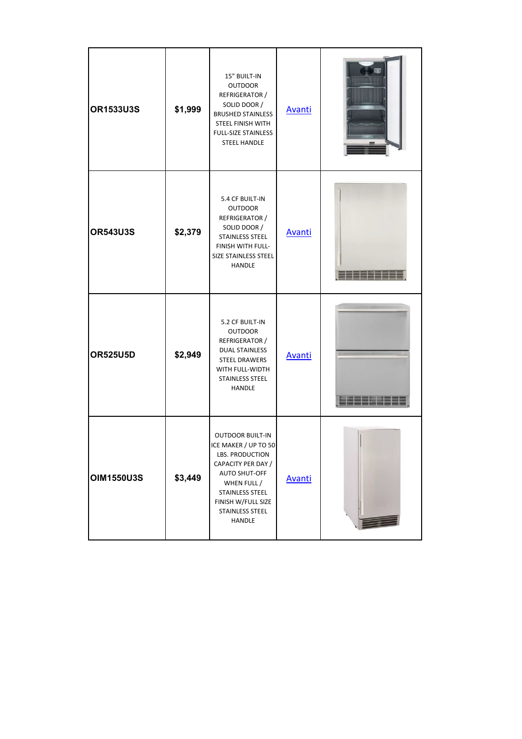| | | | | |
|---|---|---|---|---|
| **OR1533U3S** | **$1,999** | 15" BUILT-IN OUTDOOR REFRIGERATOR / SOLID DOOR / BRUSHED STAINLESS STEEL FINISH WITH FULL-SIZE STAINLESS STEEL HANDLE | Avanti | |
| **OR543U3S** | **$2,379** | 5.4 CF BUILT-IN OUTDOOR REFRIGERATOR / SOLID DOOR / STAINLESS STEEL FINISH WITH FULL-SIZE STAINLESS STEEL HANDLE | Avanti | |
| **OR525U5D** | **$2,949** | 5.2 CF BUILT-IN OUTDOOR REFRIGERATOR / DUAL STAINLESS STEEL DRAWERS WITH FULL-WIDTH STAINLESS STEEL HANDLE | Avanti | |
| **OIM1550U3S** | **$3,449** | OUTDOOR BUILT-IN ICE MAKER / UP TO 50 LBS. PRODUCTION CAPACITY PER DAY / AUTO SHUT-OFF WHEN FULL / STAINLESS STEEL FINISH W/FULL SIZE STAINLESS STEEL HANDLE | Avanti | |